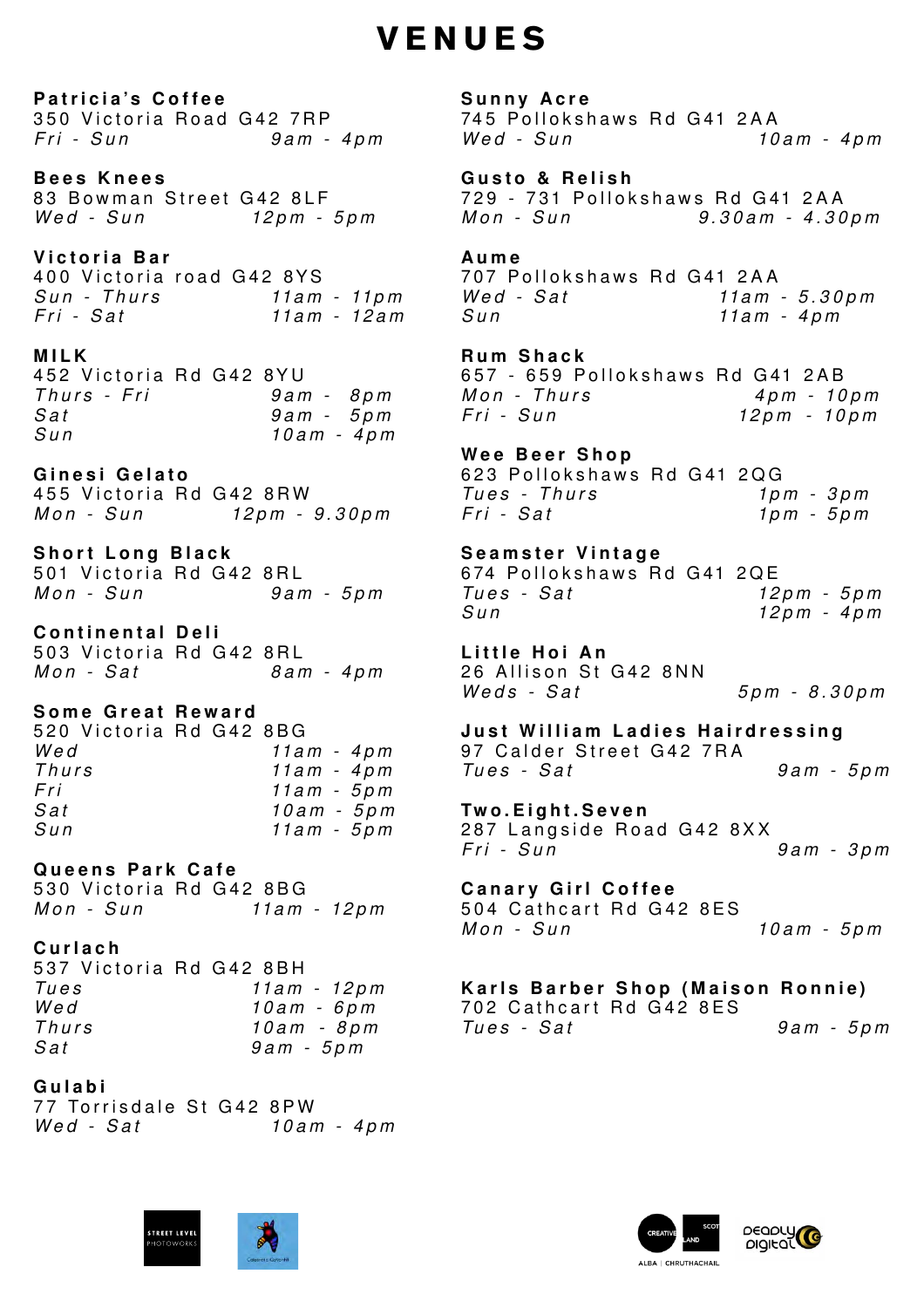# VENUES

**Patricia's Coffee**
350 Victoria Road G42 7RP
*Fri - Sun* *9am - 4pm*

**Bees Knees**
83 Bowman Street G42 8LF
*Wed - Sun* *12pm - 5pm*

**Victoria Bar**
400 Victoria road G42 8YS
*Sun - Thurs* *11am - 11pm*
*Fri - Sat* *11am - 12am*

**MILK**
452 Victoria Rd G42 8YU
*Thurs - Fri* *9am - 8pm*
*Sat* *9am - 5pm*
*Sun* *10am - 4pm*

**Ginesi Gelato**
455 Victoria Rd G42 8RW
*Mon - Sun* *12pm - 9.30pm*

**Short Long Black**
501 Victoria Rd G42 8RL
*Mon - Sun* *9am - 5pm*

**Continental Deli**
503 Victoria Rd G42 8RL
*Mon - Sat* *8am - 4pm*

**Some Great Reward**
520 Victoria Rd G42 8BG
*Wed* *11am - 4pm*
*Thurs* *11am - 4pm*
*Fri* *11am - 5pm*
*Sat* *10am - 5pm*
*Sun* *11am - 5pm*

**Queens Park Cafe**
530 Victoria Rd G42 8BG
*Mon - Sun* *11am - 12pm*

**Curlach**
537 Victoria Rd G42 8BH
*Tues* *11am - 12pm*
*Wed* *10am - 6pm*
*Thurs* *10am - 8pm*
*Sat* *9am - 5pm*

**Gulabi**
77 Torrisdale St G42 8PW
*Wed - Sat* *10am - 4pm*

**Sunny Acre**
745 Pollokshaws Rd G41 2AA
*Wed - Sun* *10am - 4pm*

**Gusto & Relish**
729 - 731 Pollokshaws Rd G41 2AA
*Mon - Sun* *9.30am - 4.30pm*

**Aume**
707 Pollokshaws Rd G41 2AA
*Wed - Sat* *11am - 5.30pm*
*Sun* *11am - 4pm*

**Rum Shack**
657 - 659 Pollokshaws Rd G41 2AB
*Mon - Thurs* *4pm - 10pm*
*Fri - Sun* *12pm - 10pm*

**Wee Beer Shop**
623 Pollokshaws Rd G41 2QG
*Tues - Thurs* *1pm - 3pm*
*Fri - Sat* *1pm - 5pm*

**Seamster Vintage**
674 Pollokshaws Rd G41 2QE
*Tues - Sat* *12pm - 5pm*
*Sun* *12pm - 4pm*

**Little Hoi An**
26 Allison St G42 8NN
*Weds - Sat* *5pm - 8.30pm*

**Just William Ladies Hairdressing**
97 Calder Street G42 7RA
*Tues - Sat* *9am - 5pm*

**Two.Eight.Seven**
287 Langside Road G42 8XX
*Fri - Sun* *9am - 3pm*

**Canary Girl Coffee**
504 Cathcart Rd G42 8ES
*Mon - Sun* *10am - 5pm*

**Karls Barber Shop (Maison Ronnie)**
702 Cathcart Rd G42 8ES
*Tues - Sat* *9am - 5pm*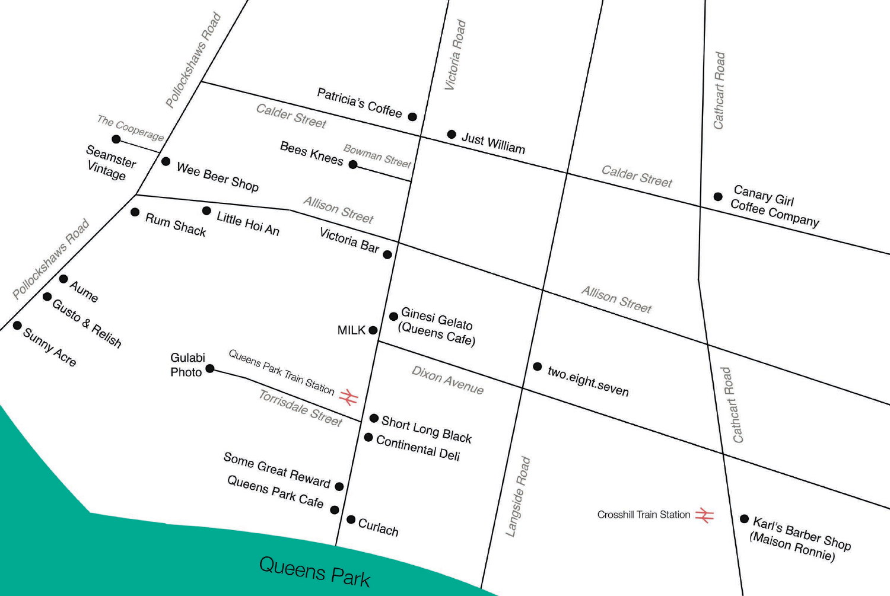Pollockshaws Road
The Cooperage
Seamster Vintage
Wee Beer Shop
Calder Street
Patricia's Coffee
Victoria Road
Just William
Bees Knees
Bowman Street
Rum Shack
Little Hoi An
Allison Street
Victoria Bar
Calder Street
Cathcart Road
Canary Girl Coffee Company
Pollockshaws Road
Aume
Gusto & Relish
Sunny Acre
Ginesi Gelato (Queens Cafe)
MILK
Allison Street
Gulabi Photo
Queens Park Train Station
Torrisdale Street
Dixon Avenue
two.eight.seven
Short Long Black
Continental Deli
Cathcart Road
Some Great Reward
Queens Park Cafe
Curlach
Langside Road
Crosshill Train Station
Karl's Barber Shop (Maison Ronnie)
Queens Park